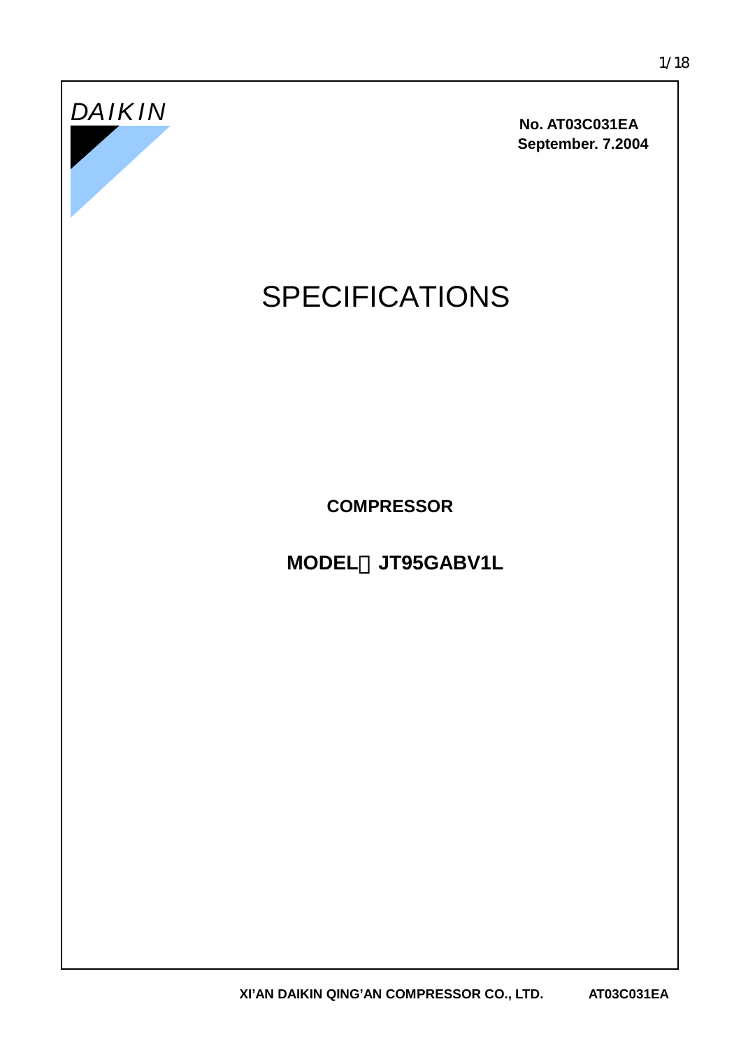DAIKIN

**No. AT03C031EA**
**September. 7.2004**

# SPECIFICATIONS

**COMPRESSOR**

**MODEL：JT95GABV1L**

**XI'AN DAIKIN QING'AN COMPRESSOR CO., LTD.** **AT03C031EA**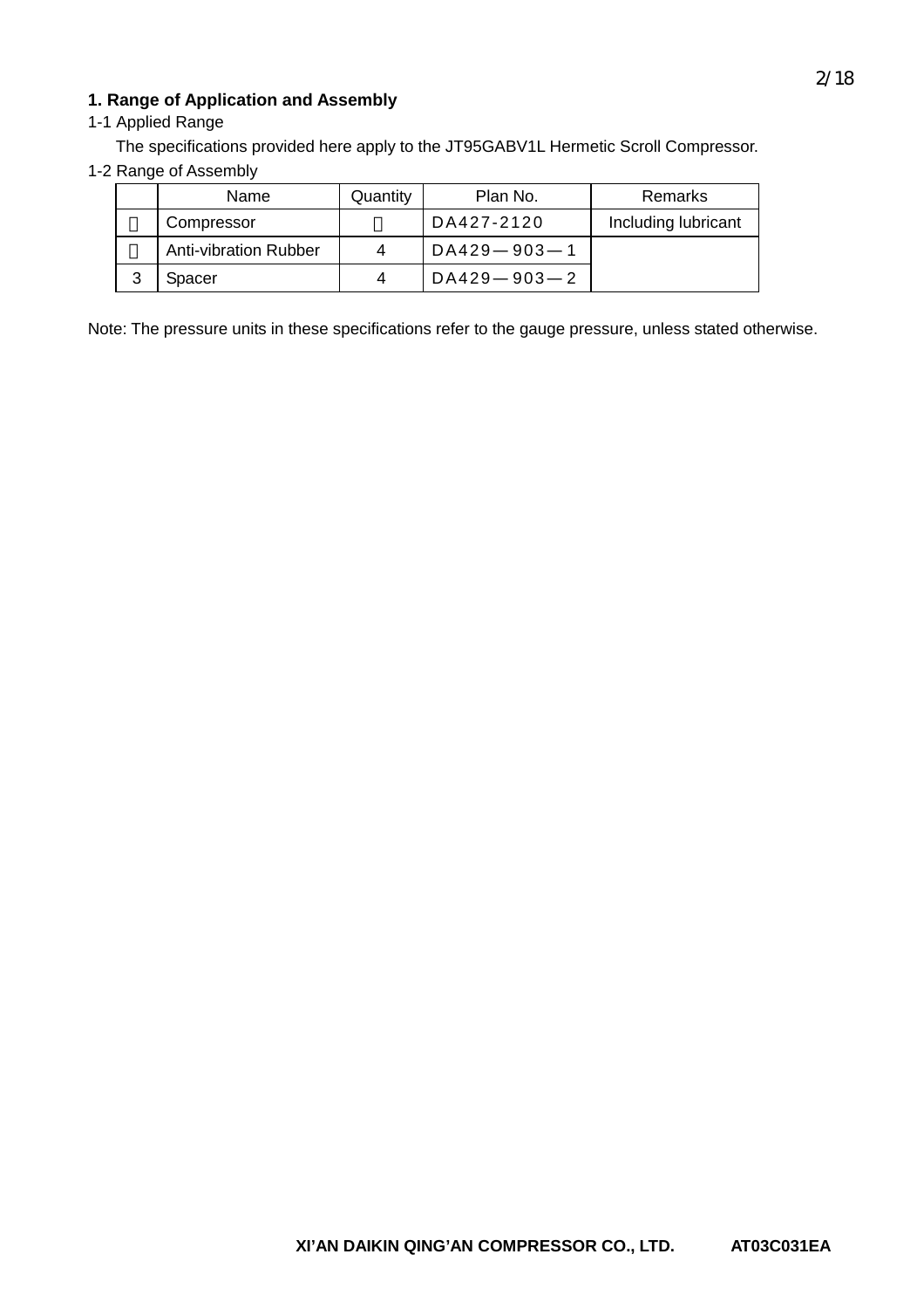**1. Range of Application and Assembly**

1-1 Applied Range

The specifications provided here apply to the JT95GABV1L Hermetic Scroll Compressor.

1-2 Range of Assembly

| | Name | Quantity | Plan No. | Remarks |
|---|---|---|---|---|
| 1 | Compressor | 1 | DA427-2120 | Including lubricant |
| 2 | Anti-vibration Rubber | 4 | DA429—903—1 | |
| 3 | Spacer | 4 | DA429—903—2 | |

Note: The pressure units in these specifications refer to the gauge pressure, unless stated otherwise.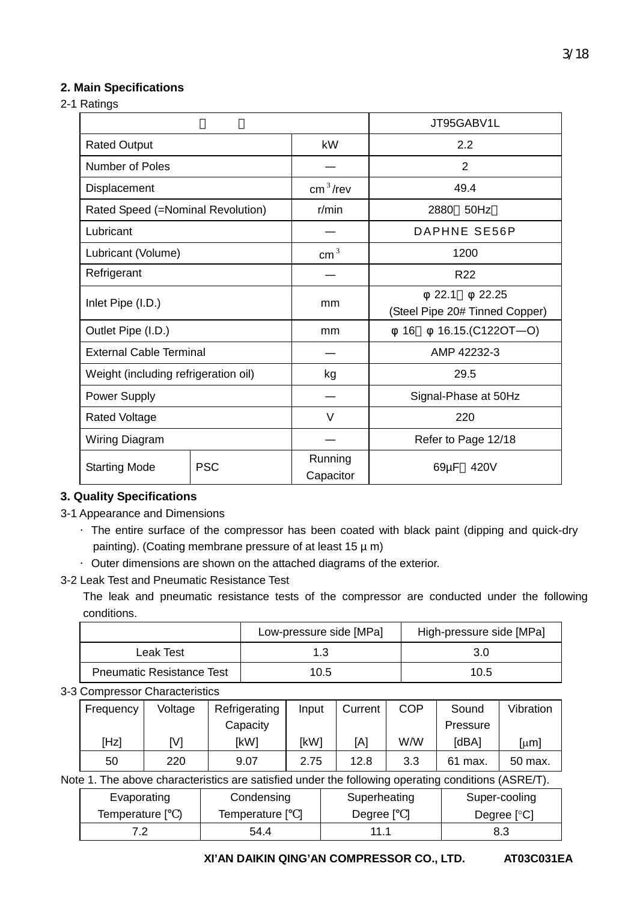## 2. Main Specifications

2-1 Ratings

| 型　号 | | | JT95GABV1L |
|---|---|---|---|
| Rated Output | | kW | 2.2 |
| Number of Poles | | — | 2 |
| Displacement | | $cm^3$/rev | 49.4 |
| Rated Speed (=Nominal Revolution) | | r/min | 2880（50Hz） |
| Lubricant | | — | DAPHNE SE56P |
| Lubricant (Volume) | | $cm^3$ | 1200 |
| Refrigerant | | — | R22 |
| Inlet Pipe (I.D.) | | mm | φ 22.1～φ 22.25 (Steel Pipe 20# Tinned Copper) |
| Outlet Pipe (I.D.) | | mm | φ 16～φ 16.15.(C122OT—O) |
| External Cable Terminal | | — | AMP 42232-3 |
| Weight (including refrigeration oil) | | kg | 29.5 |
| Power Supply | | — | Signal-Phase at 50Hz |
| Rated Voltage | | V | 220 |
| Wiring Diagram | | — | Refer to Page 12/18 |
| Starting Mode | PSC | Running Capacitor | 69μF／420V |

## 3. Quality Specifications

3-1 Appearance and Dimensions

- The entire surface of the compressor has been coated with black paint (dipping and quick-dry painting). (Coating membrane pressure of at least 15 μ m)
- Outer dimensions are shown on the attached diagrams of the exterior.

3-2 Leak Test and Pneumatic Resistance Test

The leak and pneumatic resistance tests of the compressor are conducted under the following conditions.

| | Low-pressure side [MPa] | High-pressure side [MPa] |
|---|---|---|
| Leak Test | 1.3 | 3.0 |
| Pneumatic Resistance Test | 10.5 | 10.5 |

3-3 Compressor Characteristics

| Frequency [Hz] | Voltage [V] | Refrigerating Capacity [kW] | Input [kW] | Current [A] | COP W/W | Sound Pressure [dBA] | Vibration [μm] |
|---|---|---|---|---|---|---|---|
| 50 | 220 | 9.07 | 2.75 | 12.8 | 3.3 | 61 max. | 50 max. |

Note 1. The above characteristics are satisfied under the following operating conditions (ASRE/T).

| Evaporating Temperature [℃] | Condensing Temperature [℃] | Superheating Degree [℃] | Super-cooling Degree [°C] |
|---|---|---|---|
| 7.2 | 54.4 | 11.1 | 8.3 |

XI'AN DAIKIN QING'AN COMPRESSOR CO., LTD.　　AT03C031EA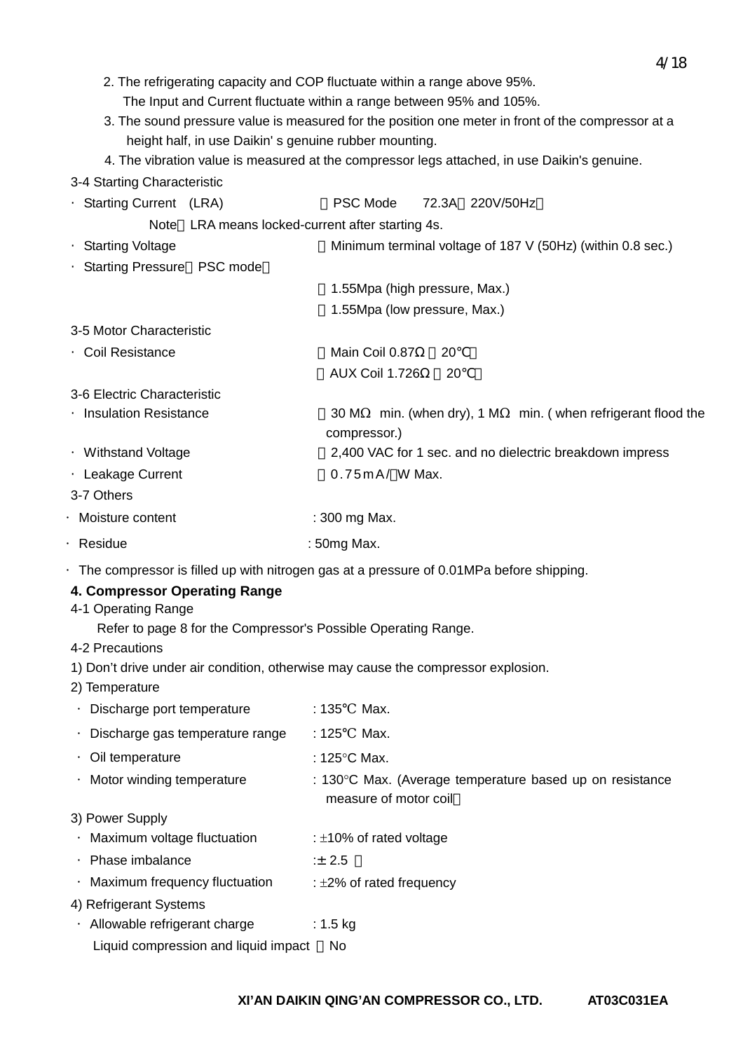2. The refrigerating capacity and COP fluctuate within a range above 95%.
   The Input and Current fluctuate within a range between 95% and 105%.
3. The sound pressure value is measured for the position one meter in front of the compressor at a height half, in use Daikin' s genuine rubber mounting.
4. The vibration value is measured at the compressor legs attached, in use Daikin's genuine.

3-4 Starting Characteristic

- Starting Current (LRA) ：PSC Mode 72.3A（220V/50Hz）
  Note：LRA means locked-current after starting 4s.
- Starting Voltage ：Minimum terminal voltage of 187 V (50Hz) (within 0.8 sec.)
- Starting Pressure（PSC mode）
  ：1.55Mpa (high pressure, Max.)
  ：1.55Mpa (low pressure, Max.)

3-5 Motor Characteristic

- Coil Resistance ：Main Coil 0.87Ω（20℃）
  ：AUX Coil 1.726Ω（20℃）

3-6 Electric Characteristic

- Insulation Resistance ：30 MΩ min. (when dry), 1 MΩ min. ( when refrigerant flood the compressor.)
- Withstand Voltage ：2,400 VAC for 1 sec. and no dielectric breakdown impress
- Leakage Current ：0.75mA/～W Max.

3-7 Others

- Moisture content : 300 mg Max.
- Residue : 50mg Max.
- The compressor is filled up with nitrogen gas at a pressure of 0.01MPa before shipping.

## 4. Compressor Operating Range

4-1 Operating Range

Refer to page 8 for the Compressor's Possible Operating Range.

4-2 Precautions

1) Don't drive under air condition, otherwise may cause the compressor explosion.
2) Temperature
   - Discharge port temperature : 135℃ Max.
   - Discharge gas temperature range : 125℃ Max.
   - Oil temperature : 125°C Max.
   - Motor winding temperature : 130°C Max. (Average temperature based up on resistance measure of motor coil）
3) Power Supply
   - Maximum voltage fluctuation : ±10% of rated voltage
   - Phase imbalance :± 2.5 ％
   - Maximum frequency fluctuation : ±2% of rated frequency
4) Refrigerant Systems
   - Allowable refrigerant charge : 1.5 kg

   Liquid compression and liquid impact ：No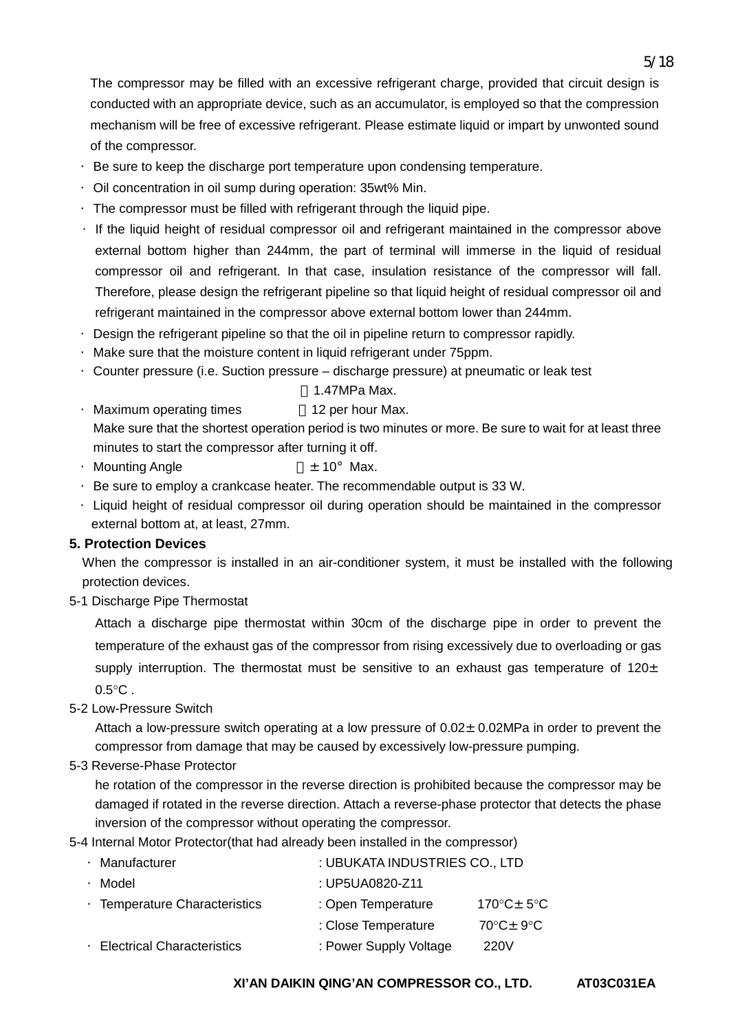The compressor may be filled with an excessive refrigerant charge, provided that circuit design is conducted with an appropriate device, such as an accumulator, is employed so that the compression mechanism will be free of excessive refrigerant. Please estimate liquid or impart by unwonted sound of the compressor.

- Be sure to keep the discharge port temperature upon condensing temperature.
- Oil concentration in oil sump during operation: 35wt% Min.
- The compressor must be filled with refrigerant through the liquid pipe.
- If the liquid height of residual compressor oil and refrigerant maintained in the compressor above external bottom higher than 244mm, the part of terminal will immerse in the liquid of residual compressor oil and refrigerant. In that case, insulation resistance of the compressor will fall. Therefore, please design the refrigerant pipeline so that liquid height of residual compressor oil and refrigerant maintained in the compressor above external bottom lower than 244mm.
- Design the refrigerant pipeline so that the oil in pipeline return to compressor rapidly.
- Make sure that the moisture content in liquid refrigerant under 75ppm.
- Counter pressure (i.e. Suction pressure – discharge pressure) at pneumatic or leak test
  ：1.47MPa Max.
- Maximum operating times ：12 per hour Max.
  Make sure that the shortest operation period is two minutes or more. Be sure to wait for at least three minutes to start the compressor after turning it off.
- Mounting Angle ：±10° Max.
- Be sure to employ a crankcase heater. The recommendable output is 33 W.
- Liquid height of residual compressor oil during operation should be maintained in the compressor external bottom at, at least, 27mm.

**5. Protection Devices**

When the compressor is installed in an air-conditioner system, it must be installed with the following protection devices.

5-1 Discharge Pipe Thermostat

Attach a discharge pipe thermostat within 30cm of the discharge pipe in order to prevent the temperature of the exhaust gas of the compressor from rising excessively due to overloading or gas supply interruption. The thermostat must be sensitive to an exhaust gas temperature of 120±0.5°C .

5-2 Low-Pressure Switch

Attach a low-pressure switch operating at a low pressure of 0.02±0.02MPa in order to prevent the compressor from damage that may be caused by excessively low-pressure pumping.

5-3 Reverse-Phase Protector

he rotation of the compressor in the reverse direction is prohibited because the compressor may be damaged if rotated in the reverse direction. Attach a reverse-phase protector that detects the phase inversion of the compressor without operating the compressor.

5-4 Internal Motor Protector(that had already been installed in the compressor)

- Manufacturer : UBUKATA INDUSTRIES CO., LTD
- Model : UP5UA0820-Z11
- Temperature Characteristics : Open Temperature 170°C±5°C
  : Close Temperature 70°C±9°C
- Electrical Characteristics : Power Supply Voltage 220V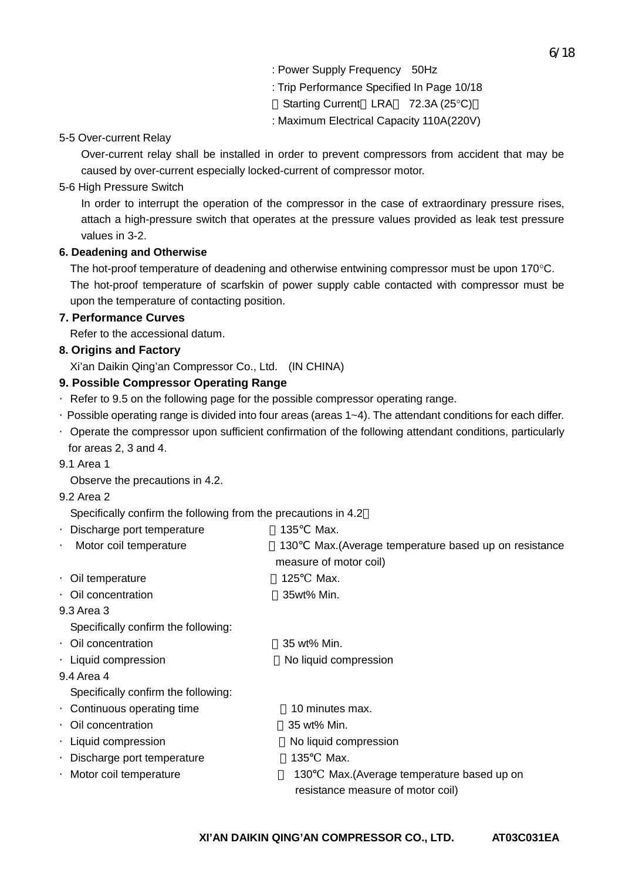: Power Supply Frequency 50Hz

: Trip Performance Specified In Page 10/18

（Starting Current（LRA） 72.3A (25°C)）

: Maximum Electrical Capacity 110A(220V)

5-5 Over-current Relay

Over-current relay shall be installed in order to prevent compressors from accident that may be caused by over-current especially locked-current of compressor motor.

5-6 High Pressure Switch

In order to interrupt the operation of the compressor in the case of extraordinary pressure rises, attach a high-pressure switch that operates at the pressure values provided as leak test pressure values in 3-2.

**6. Deadening and Otherwise**

The hot-proof temperature of deadening and otherwise entwining compressor must be upon 170°C.

The hot-proof temperature of scarfskin of power supply cable contacted with compressor must be upon the temperature of contacting position.

**7. Performance Curves**

Refer to the accessional datum.

**8. Origins and Factory**

Xi'an Daikin Qing'an Compressor Co., Ltd. (IN CHINA)

**9. Possible Compressor Operating Range**

・ Refer to 9.5 on the following page for the possible compressor operating range.

・Possible operating range is divided into four areas (areas 1~4). The attendant conditions for each differ.

・ Operate the compressor upon sufficient confirmation of the following attendant conditions, particularly for areas 2, 3 and 4.

9.1 Area 1

Observe the precautions in 4.2.

9.2 Area 2

Specifically confirm the following from the precautions in 4.2：

・ Discharge port temperature ：135℃ Max.

・ Motor coil temperature ：130℃ Max.(Average temperature based up on resistance measure of motor coil)

・ Oil temperature ：125℃ Max.

・ Oil concentration ：35wt% Min.

9.3 Area 3

Specifically confirm the following:

・ Oil concentration ：35 wt% Min.

・ Liquid compression ：No liquid compression

9.4 Area 4

Specifically confirm the following:

・ Continuous operating time ：10 minutes max.

・ Oil concentration ：35 wt% Min.

・ Liquid compression ：No liquid compression

・ Discharge port temperature ：135℃ Max.

・ Motor coil temperature ： 130℃ Max.(Average temperature based up on resistance measure of motor coil)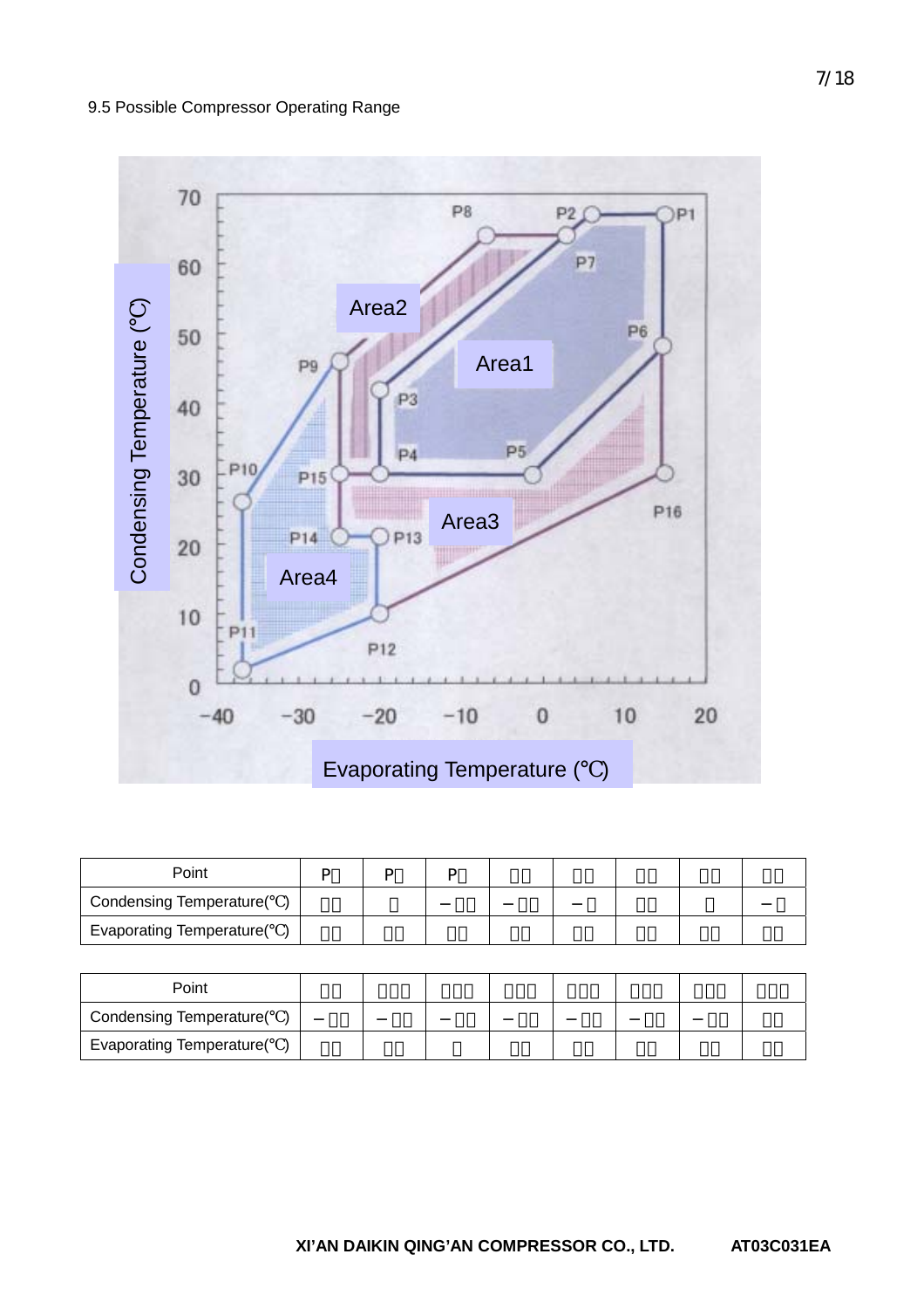9.5 Possible Compressor Operating Range

| Point | P□ | P□ | P□ | □□ | □□ | □□ | □□ | □□ |
|---|---|---|---|---|---|---|---|---|
| Condensing Temperature(℃) | □□ | □ | –□□ | –□□ | –□ | □□ | □ | –□ |
| Evaporating Temperature(℃) | □□ | □□ | □□ | □□ | □□ | □□ | □□ | □□ |

| Point | □□ | □□□ | □□□ | □□□ | □□□ | □□□ | □□□ | □□□ |
|---|---|---|---|---|---|---|---|---|
| Condensing Temperature(℃) | –□□ | –□□ | –□□ | –□□ | –□□ | –□□ | –□□ | □□ |
| Evaporating Temperature(℃) | □□ | □□ | □ | □□ | □□ | □□ | □□ | □□ |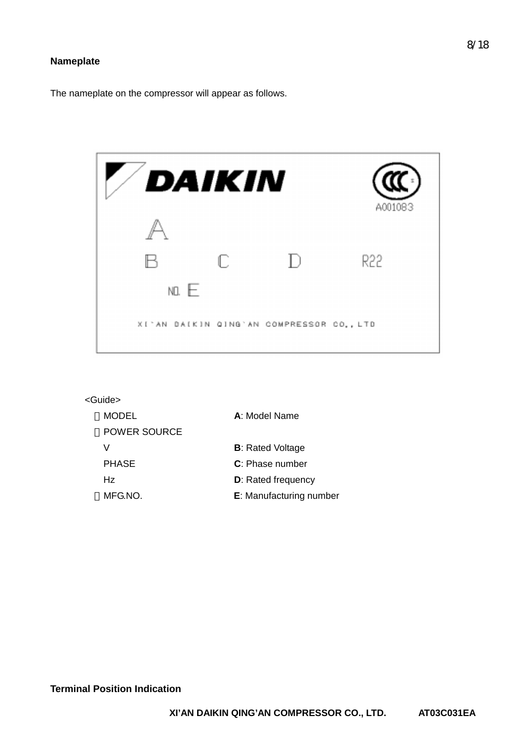**Nameplate**

The nameplate on the compressor will appear as follows.

DAIKIN

A001083

A

B C D R22

NO. E

XI'AN DAIKIN QING'AN COMPRESSOR CO., LTD

<Guide>

| | |
|---|---|
| ・MODEL | **A**: Model Name |
| ・POWER SOURCE | |
| V | **B**: Rated Voltage |
| PHASE | **C**: Phase number |
| Hz | **D**: Rated frequency |
| ・MFG.NO. | **E**: Manufacturing number |

**Terminal Position Indication**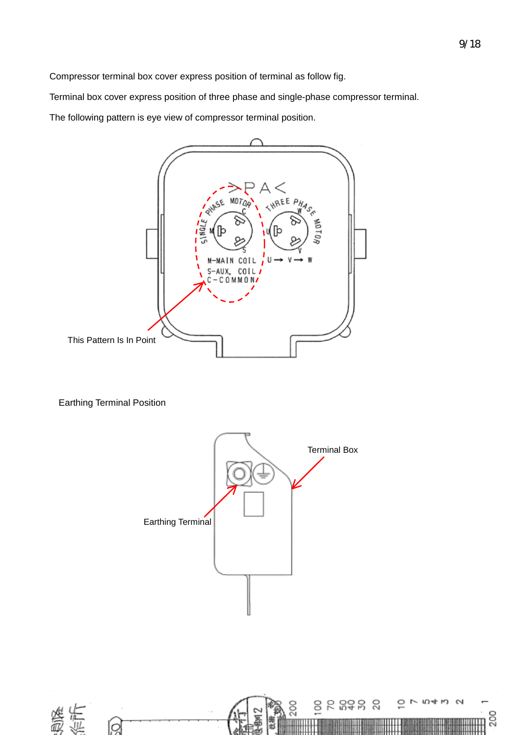Compressor terminal box cover express position of terminal as follow fig.

Terminal box cover express position of three phase and single-phase compressor terminal.

The following pattern is eye view of compressor terminal position.

>PA<

SINGLE PHASE MOTOR

THREE PHASE MOTOR

M-MAIN COIL

S-AUX. COIL

C-COMMON

U → V → W

This Pattern Is In Point

Earthing Terminal Position

Terminal Box

Earthing Terminal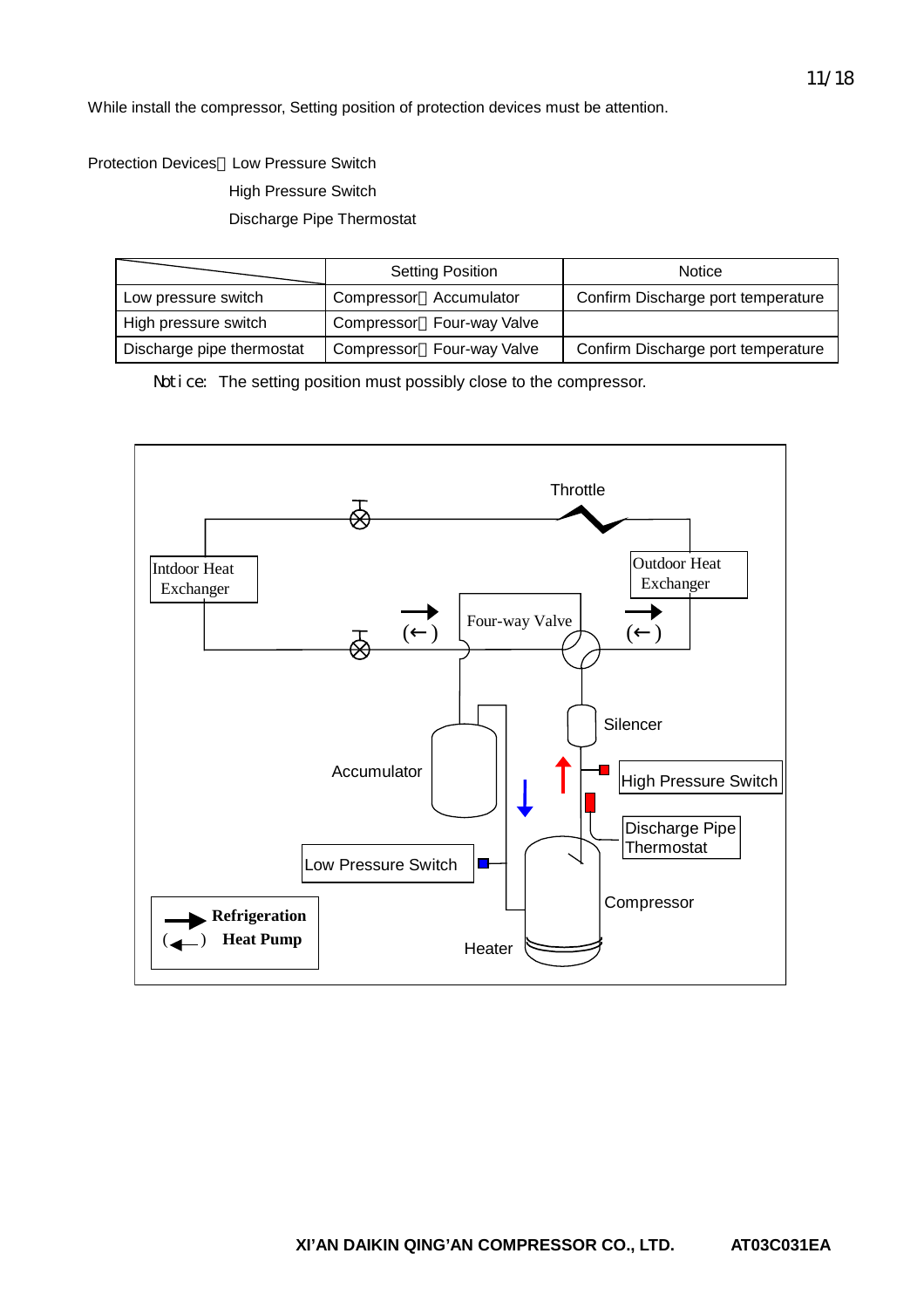While install the compressor, Setting position of protection devices must be attention.

Protection Devices　Low Pressure Switch

High Pressure Switch

Discharge Pipe Thermostat

| | Setting Position | Notice |
|---|---|---|
| Low pressure switch | Compressor　Accumulator | Confirm Discharge port temperature |
| High pressure switch | Compressor　Four-way Valve | |
| Discharge pipe thermostat | Compressor　Four-way Valve | Confirm Discharge port temperature |

Notice: The setting position must possibly close to the compressor.

Throttle

Intdoor Heat Exchanger

Outdoor Heat Exchanger

Four-way Valve

Silencer

Accumulator

High Pressure Switch

Discharge Pipe Thermostat

Low Pressure Switch

Compressor

Heater

**Refrigeration**

( ) **Heat Pump**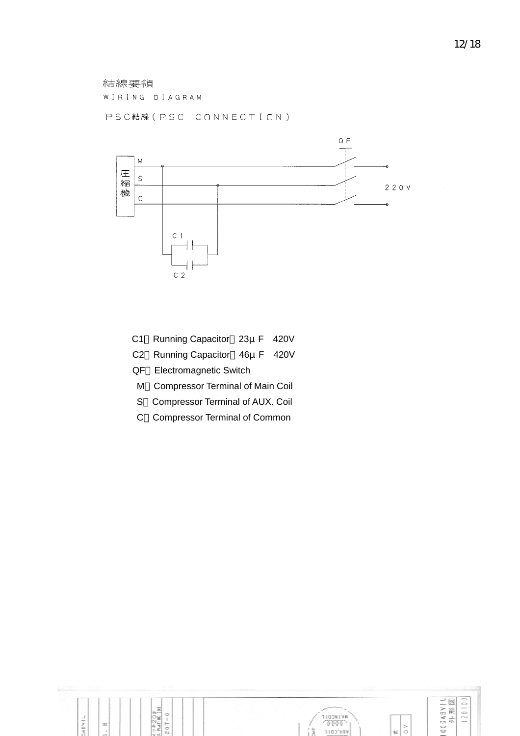結線要領

WIRING DIAGRAM

PSC結線（PSC CONNECTION）

QF

M

圧縮機

S

C

220V

C1

C2

C1：Running Capacitor：23μF　420V

C2：Running Capacitor：46μF　420V

QF：Electromagnetic Switch

M：Compressor Terminal of Main Coil

S：Compressor Terminal of AUX. Coil

C：Compressor Terminal of Common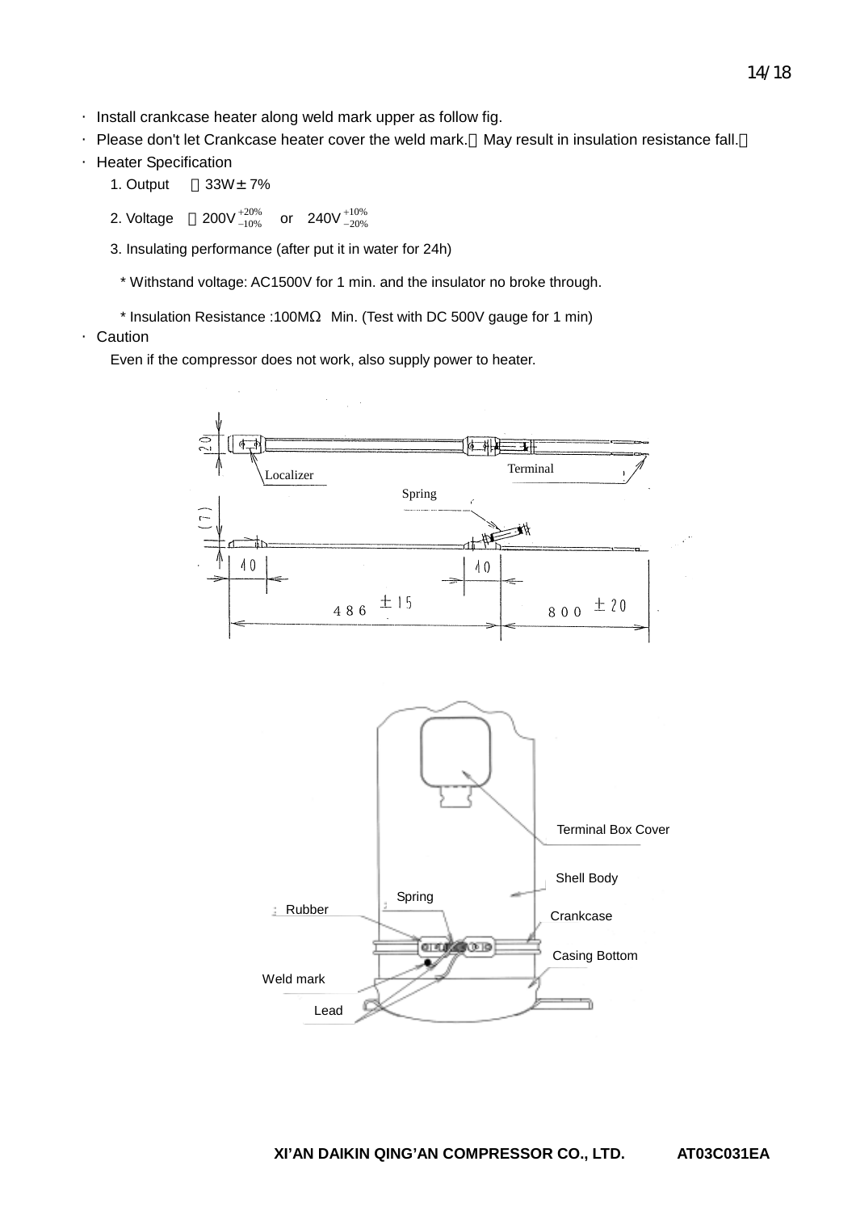- Install crankcase heater along weld mark upper as follow fig.
- Please don't let Crankcase heater cover the weld mark.（May result in insulation resistance fall.）
- Heater Specification

  1. Output　：33W ± 7%

  2. Voltage　：200V $^{+20\%}_{-10\%}$　or　240V $^{+10\%}_{-20\%}$

  3. Insulating performance (after put it in water for 24h)

     * Withstand voltage: AC1500V for 1 min. and the insulator no broke through.

     * Insulation Resistance :100MΩ　Min. (Test with DC 500V gauge for 1 min)

- Caution

  Even if the compressor does not work, also supply power to heater.

20　Localizer　Terminal　Spring　(7)　40　40　486 ±15　800 ±20

Terminal Box Cover　Shell Body　Spring　Rubber　Crankcase　Casing Bottom　Weld mark　Lead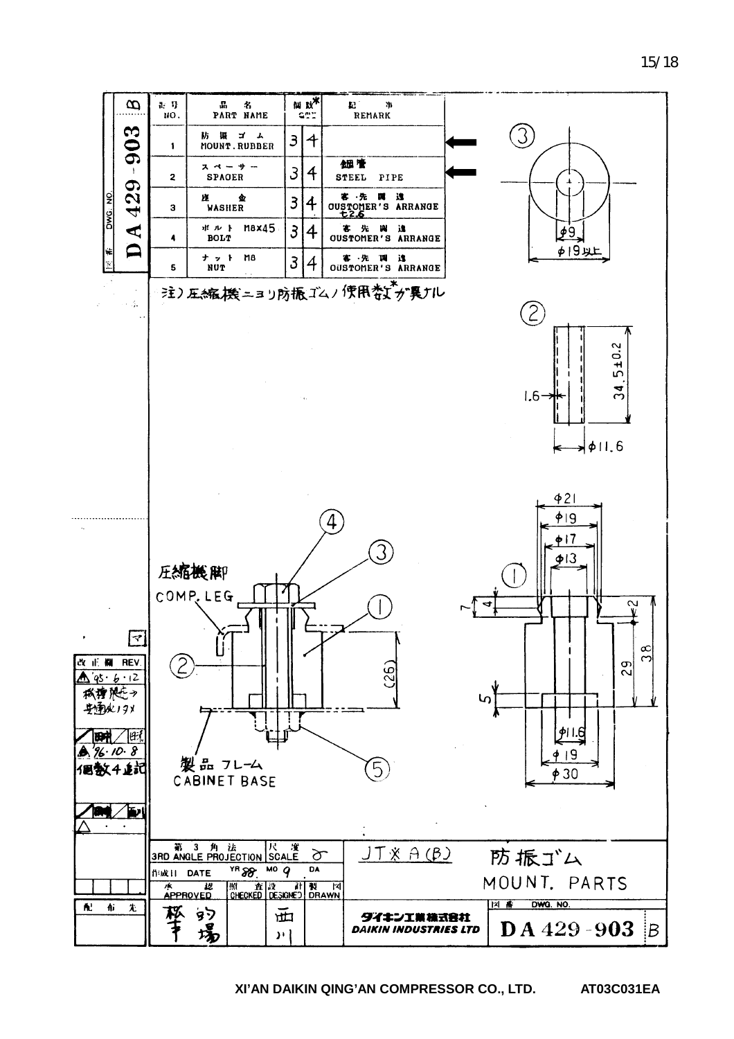| 記号 NO. | 品名 PART NAME | 個数* QTY | | 記事 REMARK |
|---|---|---|---|---|
| 1 | 防振ゴム MOUNT.RUBBER | 3 | 4 | |
| 2 | スペーサー SPACER | 3 | 4 | 鋼管 STEEL PIPE |
| 3 | 座金 WASHER | 3 | 4 | 客先調達 CUSTOMER'S ARRANGE t2.6 |
| 4 | ボルト M8x45 BOLT | 3 | 4 | 客先調達 CUSTOMER'S ARRANGE |
| 5 | ナット M8 NUT | 3 | 4 | 客先調達 CUSTOMER'S ARRANGE |

注）圧縮機ニヨリ防振ゴムノ使用数*ガ異ナル

③ φ9, φ19以上

② 1.6, 34.5±0.2, φ11.6

① φ21, φ19, φ17, φ13, 7, 4, 2, 29, 38, 5, φ11.6, φ19, φ30

④ ③ ① ② ⑤

圧縮機脚 COMP. LEG

(26)

製品フレーム CABINET BASE

| 改正欄 REV. |
|---|
| ⚠ '95·6·12 検査規定→出荷検査 |
| ⚠ '96·10·8 個数4追記 |

| 第3角法 3RD ANGLE PROJECTION | 尺度 SCALE | JT※A(B) | 防振ゴム MOUNT. PARTS |
|---|---|---|---|
| 作成日 DATE | YR 88. MO 9 DA | | |
| 承認 APPROVED | 照査 CHECKED / 設計 DESIGNED / 製図 DRAWN | ダイキン工業株式会社 DAIKIN INDUSTRIES LTD | 図番 DWG. NO. DA 429-903 B |

図番 DWG. NO. DA 429-903 B

XI'AN DAIKIN QING'AN COMPRESSOR CO., LTD. AT03C031EA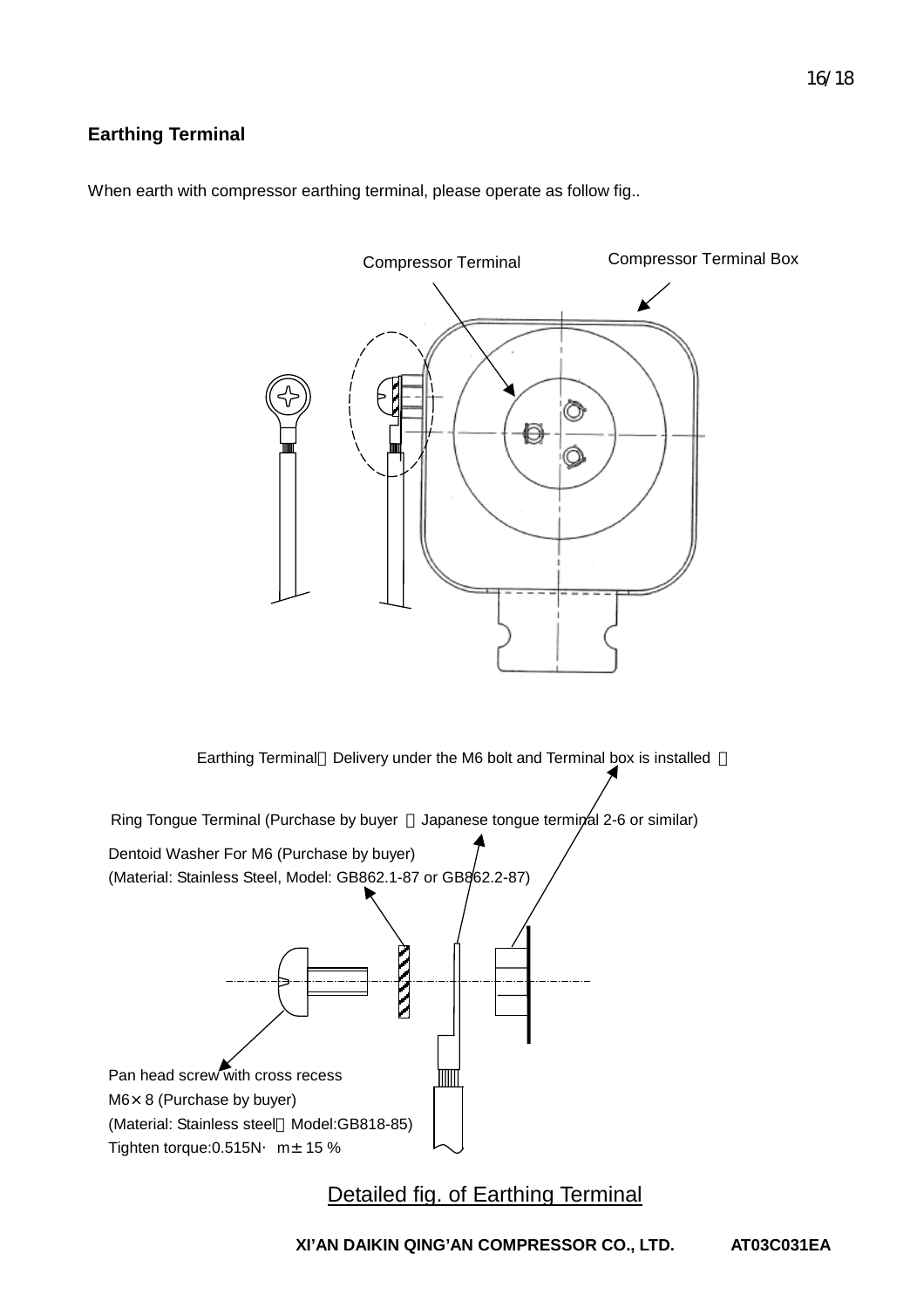## Earthing Terminal

When earth with compressor earthing terminal, please operate as follow fig..

Compressor Terminal

Compressor Terminal Box

Earthing Terminal（Delivery under the M6 bolt and Terminal box is installed ）

Ring Tongue Terminal (Purchase by buyer ，Japanese tongue terminal 2-6 or similar)

Dentoid Washer For M6 (Purchase by buyer)
(Material: Stainless Steel, Model: GB862.1-87 or GB862.2-87)

Pan head screw with cross recess
M6× 8 (Purchase by buyer)
(Material: Stainless steel，Model:GB818-85)
Tighten torque:0.515N· m± 15 %

Detailed fig. of Earthing Terminal

**XI’AN DAIKIN QING’AN COMPRESSOR CO., LTD.** **AT03C031EA**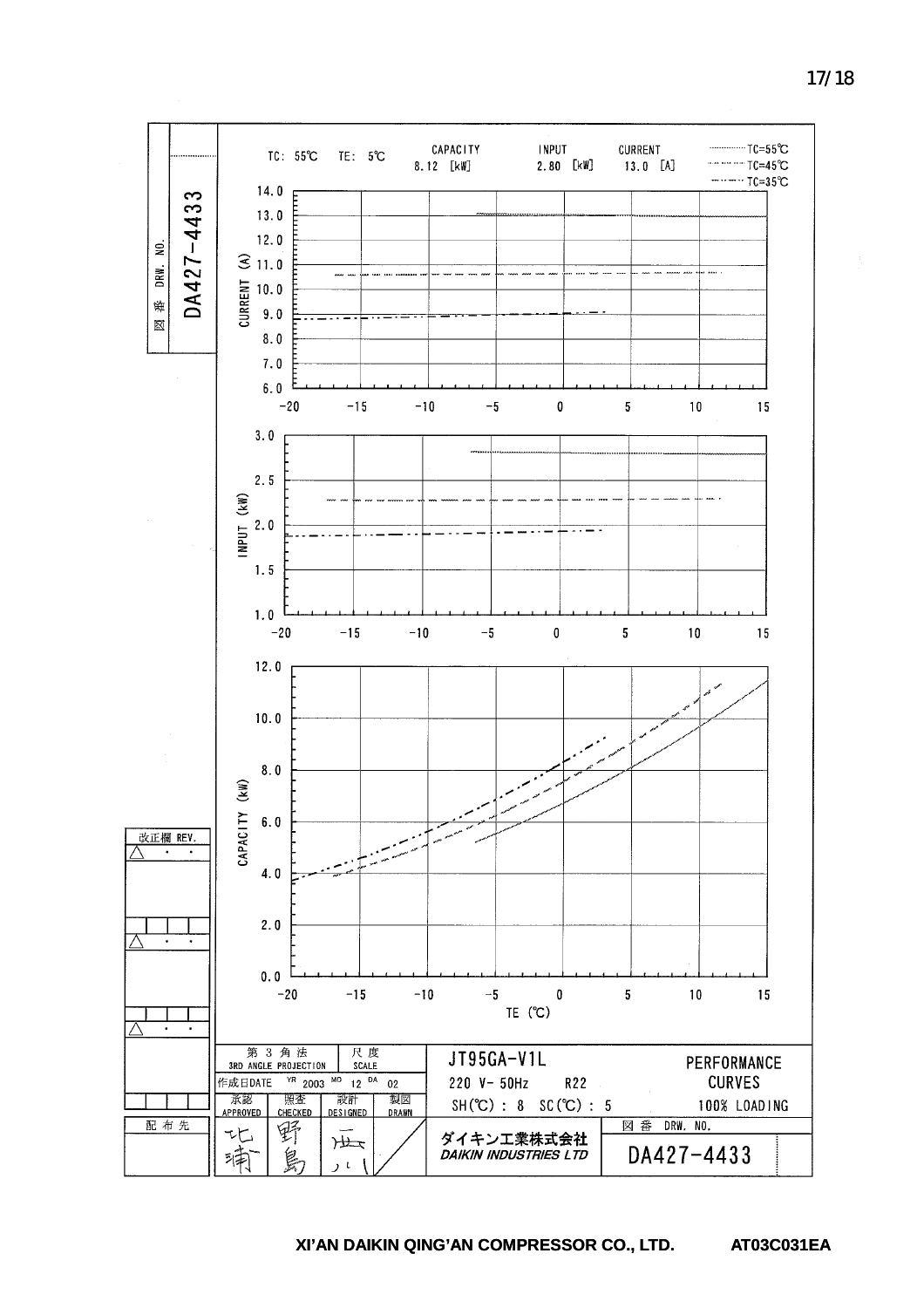DRW. NO. 図番 DA427-4433

TC: 55℃ TE: 5℃

| CAPACITY | INPUT | CURRENT |
| --- | --- | --- |
| 8.12 [kW] | 2.80 [kW] | 13.0 [A] |

········ TC=55℃
-·-·-·-· TC=45℃
—··—··— TC=35℃

CURRENT (A)

INPUT (kW)

CAPACITY (kW)

TE (℃)

| 改正欄 REV. | |
| --- | --- |
| △ · · | |
| △ · · | |
| △ · · | |

| 第3角法 3RD ANGLE PROJECTION | 尺度 SCALE | JT95GA-V1L | PERFORMANCE CURVES |
| --- | --- | --- | --- |
| 作成日DATE YR 2003 MO 12 DA 02 | | 220 V- 50Hz R22 | |
| 承認 APPROVED | 照査 CHECKED | 設計 DESIGNED | 製図 DRAWN | SH(℃) : 8 SC(℃) : 5 | 100% LOADING |
| 北浦 | 野島 | 西川 | | ダイキン工業株式会社 DAIKIN INDUSTRIES LTD | 図番 DRW. NO. DA427-4433 |

配布先

XI'AN DAIKIN QING'AN COMPRESSOR CO., LTD. AT03C031EA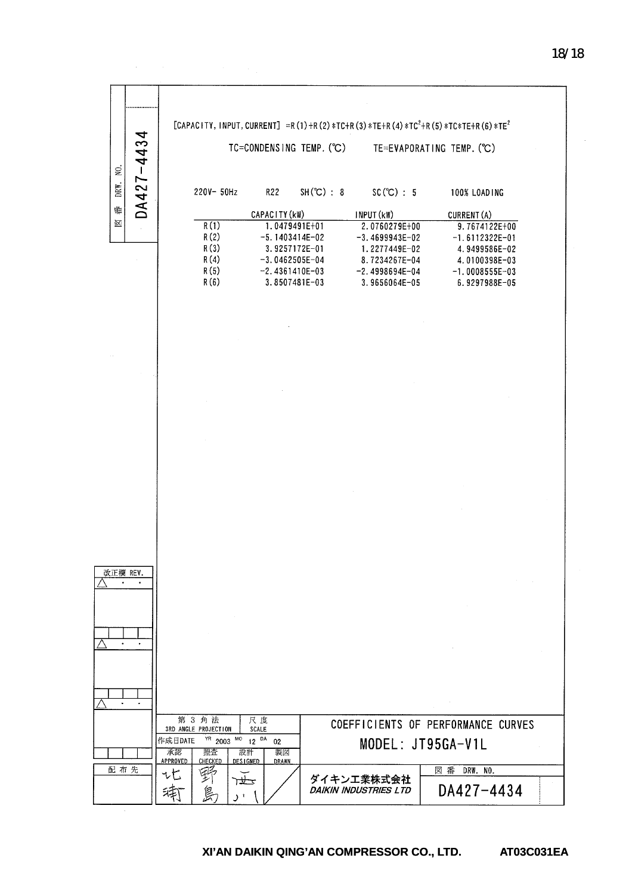[CAPACITY, INPUT, CURRENT] $= R(1) + R(2)*TC + R(3)*TE + R(4)*TC^2 + R(5)*TC*TE + R(6)*TE^2$

TC=CONDENSING TEMP.(℃)　　TE=EVAPORATING TEMP.(℃)

220V- 50Hz　　R22　　SH(℃) : 8　　SC(℃) : 5　　100% LOADING

| | CAPACITY(kW) | INPUT(kW) | CURRENT(A) |
|---|---|---|---|
| R(1) | 1.0479491E+01 | 2.0760279E+00 | 9.7674122E+00 |
| R(2) | -5.1403414E-02 | -3.4699943E-02 | -1.6112322E-01 |
| R(3) | 3.9257172E-01 | 1.2277449E-02 | 4.9499586E-02 |
| R(4) | -3.0462505E-04 | 8.7234267E-04 | 4.0100398E-03 |
| R(5) | -2.4361410E-03 | -2.4998694E-04 | -1.0008555E-03 |
| R(6) | 3.8507481E-03 | 3.9656064E-05 | 6.9297988E-05 |

図番 DRW. NO. DA427-4434

改正欄 REV.

配布先

第 3 角法 3RD ANGLE PROJECTION　　尺度 SCALE

作成日DATE YR 2003 MO 12 DA 02

| 承認 APPROVED | 照査 CHECKED | 設計 DESIGNED | 製図 DRAWN |
|---|---|---|---|
| 北浦 | 野島 | 西川 | |

COEFFICIENTS OF PERFORMANCE CURVES

MODEL: JT95GA-V1L

ダイキン工業株式会社
*DAIKIN INDUSTRIES LTD*

図番 DRW. NO. DA427-4434

**XI'AN DAIKIN QING'AN COMPRESSOR CO., LTD.**　　**AT03C031EA**